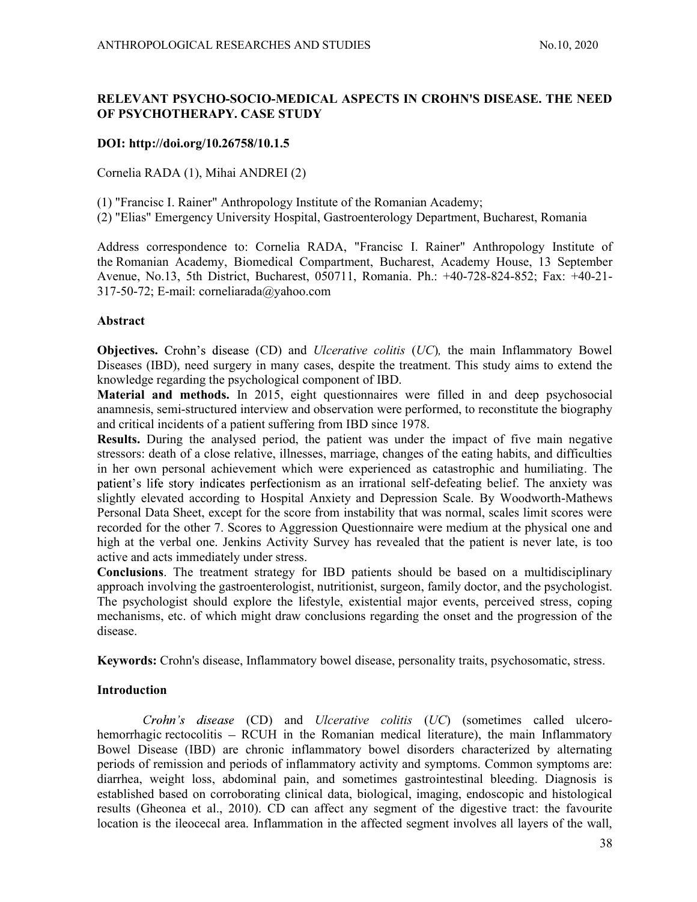# RELEVANT PSYCHO-SOCIO-MEDICAL ASPECTS IN CROHN'S DISEASE. THE NEED OF PSYCHOTHERAPY. CASE STUDY

**DOI: http://doi.org/10.26758/10.1.5**

Cornelia RADA (1), Mihai ANDREI (2)

(1) "Francisc I. Rainer" Anthropology Institute of the Romanian Academy;
(2) "Elias" Emergency University Hospital, Gastroenterology Department, Bucharest, Romania

Address correspondence to: Cornelia RADA, "Francisc I. Rainer" Anthropology Institute of the Romanian Academy, Biomedical Compartment, Bucharest, Academy House, 13 September Avenue, No.13, 5th District, Bucharest, 050711, Romania. Ph.: +40-728-824-852; Fax: +40-21-317-50-72; E-mail: corneliarada@yahoo.com

## Abstract

**Objectives.** Crohn's disease (CD) and *Ulcerative colitis* (*UC*)*,* the main Inflammatory Bowel Diseases (IBD), need surgery in many cases, despite the treatment. This study aims to extend the knowledge regarding the psychological component of IBD.

**Material and methods.** In 2015, eight questionnaires were filled in and deep psychosocial anamnesis, semi-structured interview and observation were performed, to reconstitute the biography and critical incidents of a patient suffering from IBD since 1978.

**Results.** During the analysed period, the patient was under the impact of five main negative stressors: death of a close relative, illnesses, marriage, changes of the eating habits, and difficulties in her own personal achievement which were experienced as catastrophic and humiliating. The patient's life story indicates perfectionism as an irrational self-defeating belief. The anxiety was slightly elevated according to Hospital Anxiety and Depression Scale. By Woodworth-Mathews Personal Data Sheet, except for the score from instability that was normal, scales limit scores were recorded for the other 7. Scores to Aggression Questionnaire were medium at the physical one and high at the verbal one. Jenkins Activity Survey has revealed that the patient is never late, is too active and acts immediately under stress.

**Conclusions**. The treatment strategy for IBD patients should be based on a multidisciplinary approach involving the gastroenterologist, nutritionist, surgeon, family doctor, and the psychologist. The psychologist should explore the lifestyle, existential major events, perceived stress, coping mechanisms, etc. of which might draw conclusions regarding the onset and the progression of the disease.

**Keywords:** Crohn's disease, Inflammatory bowel disease, personality traits, psychosomatic, stress.

## Introduction

*Crohn's disease* (CD) and *Ulcerative colitis* (*UC*) (sometimes called ulcero-hemorrhagic rectocolitis – RCUH in the Romanian medical literature), the main Inflammatory Bowel Disease (IBD) are chronic inflammatory bowel disorders characterized by alternating periods of remission and periods of inflammatory activity and symptoms. Common symptoms are: diarrhea, weight loss, abdominal pain, and sometimes gastrointestinal bleeding. Diagnosis is established based on corroborating clinical data, biological, imaging, endoscopic and histological results (Gheonea et al., 2010). CD can affect any segment of the digestive tract: the favourite location is the ileocecal area. Inflammation in the affected segment involves all layers of the wall,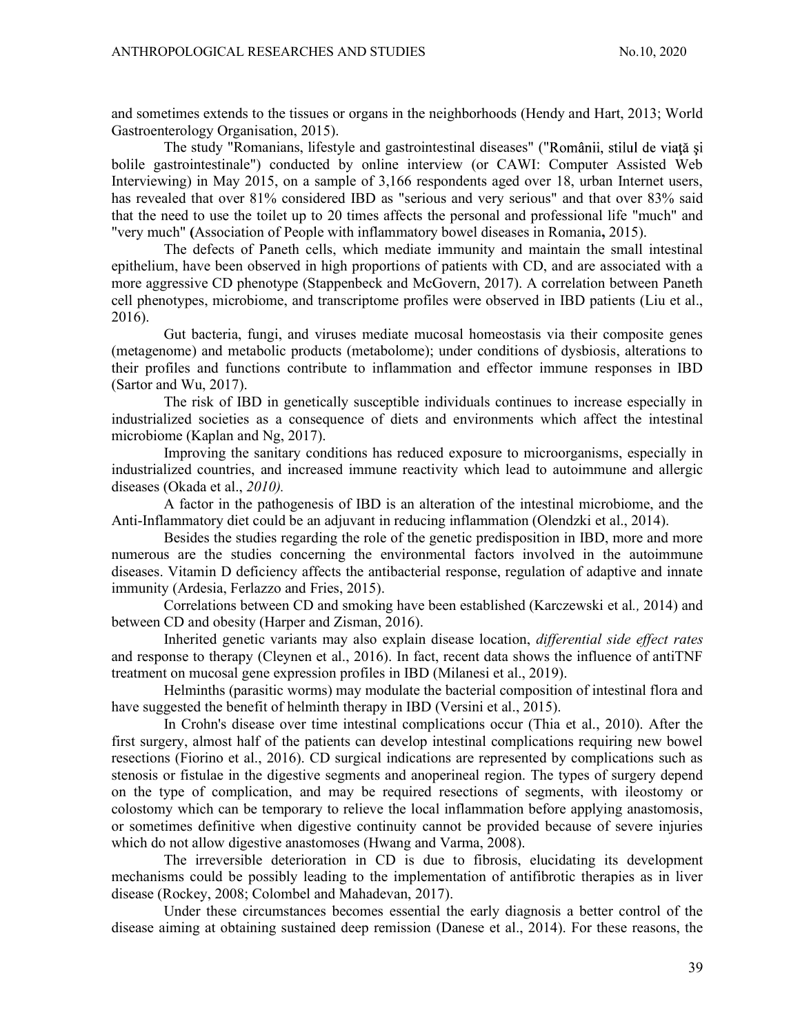and sometimes extends to the tissues or organs in the neighborhoods (Hendy and Hart, 2013; World Gastroenterology Organisation, 2015).

The study "Romanians, lifestyle and gastrointestinal diseases" ("Românii, stilul de viaţă şi bolile gastrointestinale") conducted by online interview (or CAWI: Computer Assisted Web Interviewing) in May 2015, on a sample of 3,166 respondents aged over 18, urban Internet users, has revealed that over 81% considered IBD as "serious and very serious" and that over 83% said that the need to use the toilet up to 20 times affects the personal and professional life "much" and "very much" **(**Association of People with inflammatory bowel diseases in Romania**,** 2015).

The defects of Paneth cells, which mediate immunity and maintain the small intestinal epithelium, have been observed in high proportions of patients with CD, and are associated with a more aggressive CD phenotype (Stappenbeck and McGovern, 2017). A correlation between Paneth cell phenotypes, microbiome, and transcriptome profiles were observed in IBD patients (Liu et al., 2016).

Gut bacteria, fungi, and viruses mediate mucosal homeostasis via their composite genes (metagenome) and metabolic products (metabolome); under conditions of dysbiosis, alterations to their profiles and functions contribute to inflammation and effector immune responses in IBD (Sartor and Wu, 2017).

The risk of IBD in genetically susceptible individuals continues to increase especially in industrialized societies as a consequence of diets and environments which affect the intestinal microbiome (Kaplan and Ng, 2017).

Improving the sanitary conditions has reduced exposure to microorganisms, especially in industrialized countries, and increased immune reactivity which lead to autoimmune and allergic diseases (Okada et al., *2010).*

A factor in the pathogenesis of IBD is an alteration of the intestinal microbiome, and the Anti-Inflammatory diet could be an adjuvant in reducing inflammation (Olendzki et al., 2014).

Besides the studies regarding the role of the genetic predisposition in IBD, more and more numerous are the studies concerning the environmental factors involved in the autoimmune diseases. Vitamin D deficiency affects the antibacterial response, regulation of adaptive and innate immunity (Ardesia, Ferlazzo and Fries, 2015).

Correlations between CD and smoking have been established (Karczewski et al*.,* 2014) and between CD and obesity (Harper and Zisman, 2016).

Inherited genetic variants may also explain disease location, *differential side effect rates* and response to therapy (Cleynen et al., 2016). In fact, recent data shows the influence of antiTNF treatment on mucosal gene expression profiles in IBD (Milanesi et al., 2019).

Helminths (parasitic worms) may modulate the bacterial composition of intestinal flora and have suggested the benefit of helminth therapy in IBD (Versini et al., 2015).

In Crohn's disease over time intestinal complications occur (Thia et al., 2010). After the first surgery, almost half of the patients can develop intestinal complications requiring new bowel resections (Fiorino et al., 2016). CD surgical indications are represented by complications such as stenosis or fistulae in the digestive segments and anoperineal region. The types of surgery depend on the type of complication, and may be required resections of segments, with ileostomy or colostomy which can be temporary to relieve the local inflammation before applying anastomosis, or sometimes definitive when digestive continuity cannot be provided because of severe injuries which do not allow digestive anastomoses (Hwang and Varma, 2008).

The irreversible deterioration in CD is due to fibrosis, elucidating its development mechanisms could be possibly leading to the implementation of antifibrotic therapies as in liver disease (Rockey, 2008; Colombel and Mahadevan, 2017).

Under these circumstances becomes essential the early diagnosis a better control of the disease aiming at obtaining sustained deep remission (Danese et al., 2014). For these reasons, the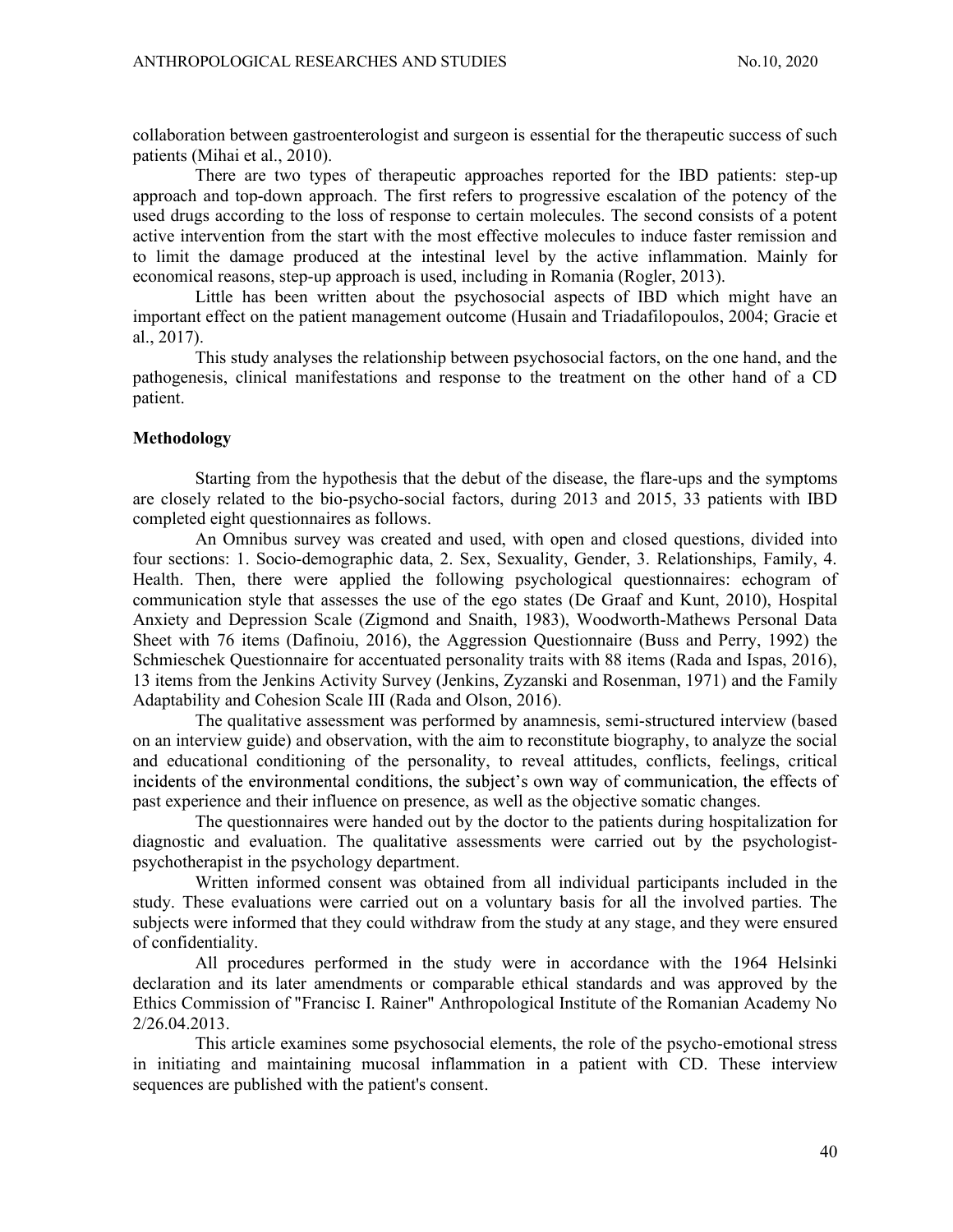collaboration between gastroenterologist and surgeon is essential for the therapeutic success of such patients (Mihai et al., 2010).

There are two types of therapeutic approaches reported for the IBD patients: step-up approach and top-down approach. The first refers to progressive escalation of the potency of the used drugs according to the loss of response to certain molecules. The second consists of a potent active intervention from the start with the most effective molecules to induce faster remission and to limit the damage produced at the intestinal level by the active inflammation. Mainly for economical reasons, step-up approach is used, including in Romania (Rogler, 2013).

Little has been written about the psychosocial aspects of IBD which might have an important effect on the patient management outcome (Husain and Triadafilopoulos, 2004; Gracie et al., 2017).

This study analyses the relationship between psychosocial factors, on the one hand, and the pathogenesis, clinical manifestations and response to the treatment on the other hand of a CD patient.

## Methodology

Starting from the hypothesis that the debut of the disease, the flare-ups and the symptoms are closely related to the bio-psycho-social factors, during 2013 and 2015, 33 patients with IBD completed eight questionnaires as follows.

An Omnibus survey was created and used, with open and closed questions, divided into four sections: 1. Socio-demographic data, 2. Sex, Sexuality, Gender, 3. Relationships, Family, 4. Health. Then, there were applied the following psychological questionnaires: echogram of communication style that assesses the use of the ego states (De Graaf and Kunt, 2010), Hospital Anxiety and Depression Scale (Zigmond and Snaith, 1983), Woodworth-Mathews Personal Data Sheet with 76 items (Dafinoiu, 2016), the Aggression Questionnaire (Buss and Perry, 1992) the Schmieschek Questionnaire for accentuated personality traits with 88 items (Rada and Ispas, 2016), 13 items from the Jenkins Activity Survey (Jenkins, Zyzanski and Rosenman, 1971) and the Family Adaptability and Cohesion Scale III (Rada and Olson, 2016).

The qualitative assessment was performed by anamnesis, semi-structured interview (based on an interview guide) and observation, with the aim to reconstitute biography, to analyze the social and educational conditioning of the personality, to reveal attitudes, conflicts, feelings, critical incidents of the environmental conditions, the subject's own way of communication, the effects of past experience and their influence on presence, as well as the objective somatic changes.

The questionnaires were handed out by the doctor to the patients during hospitalization for diagnostic and evaluation. The qualitative assessments were carried out by the psychologist-psychotherapist in the psychology department.

Written informed consent was obtained from all individual participants included in the study. These evaluations were carried out on a voluntary basis for all the involved parties. The subjects were informed that they could withdraw from the study at any stage, and they were ensured of confidentiality.

All procedures performed in the study were in accordance with the 1964 Helsinki declaration and its later amendments or comparable ethical standards and was approved by the Ethics Commission of "Francisc I. Rainer" Anthropological Institute of the Romanian Academy No 2/26.04.2013.

This article examines some psychosocial elements, the role of the psycho-emotional stress in initiating and maintaining mucosal inflammation in a patient with CD. These interview sequences are published with the patient's consent.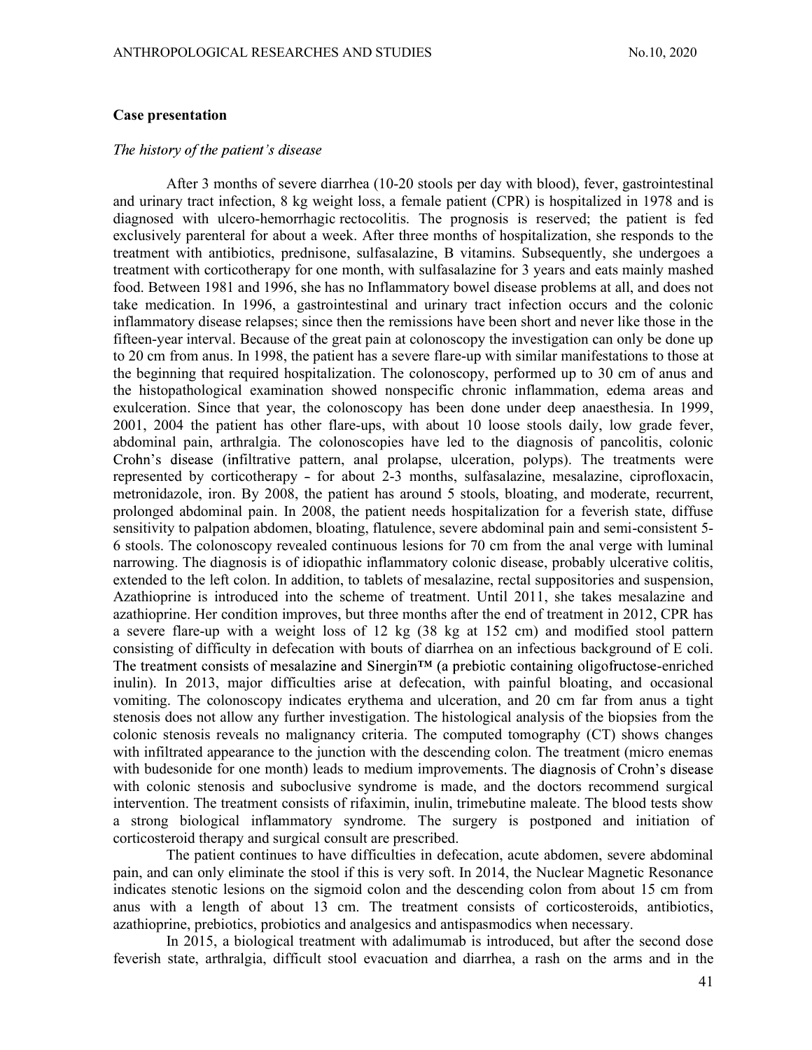## Case presentation

*The history of the patient's disease*

After 3 months of severe diarrhea (10-20 stools per day with blood), fever, gastrointestinal and urinary tract infection, 8 kg weight loss, a female patient (CPR) is hospitalized in 1978 and is diagnosed with ulcero-hemorrhagic rectocolitis. The prognosis is reserved; the patient is fed exclusively parenteral for about a week. After three months of hospitalization, she responds to the treatment with antibiotics, prednisone, sulfasalazine, B vitamins. Subsequently, she undergoes a treatment with corticotherapy for one month, with sulfasalazine for 3 years and eats mainly mashed food. Between 1981 and 1996, she has no Inflammatory bowel disease problems at all, and does not take medication. In 1996, a gastrointestinal and urinary tract infection occurs and the colonic inflammatory disease relapses; since then the remissions have been short and never like those in the fifteen-year interval. Because of the great pain at colonoscopy the investigation can only be done up to 20 cm from anus. In 1998, the patient has a severe flare-up with similar manifestations to those at the beginning that required hospitalization. The colonoscopy, performed up to 30 cm of anus and the histopathological examination showed nonspecific chronic inflammation, edema areas and exulceration. Since that year, the colonoscopy has been done under deep anaesthesia. In 1999, 2001, 2004 the patient has other flare-ups, with about 10 loose stools daily, low grade fever, abdominal pain, arthralgia. The colonoscopies have led to the diagnosis of pancolitis, colonic Crohn's disease (infiltrative pattern, anal prolapse, ulceration, polyps). The treatments were represented by corticotherapy - for about 2-3 months, sulfasalazine, mesalazine, ciprofloxacin, metronidazole, iron. By 2008, the patient has around 5 stools, bloating, and moderate, recurrent, prolonged abdominal pain. In 2008, the patient needs hospitalization for a feverish state, diffuse sensitivity to palpation abdomen, bloating, flatulence, severe abdominal pain and semi-consistent 5-6 stools. The colonoscopy revealed continuous lesions for 70 cm from the anal verge with luminal narrowing. The diagnosis is of idiopathic inflammatory colonic disease, probably ulcerative colitis, extended to the left colon. In addition, to tablets of mesalazine, rectal suppositories and suspension, Azathioprine is introduced into the scheme of treatment. Until 2011, she takes mesalazine and azathioprine. Her condition improves, but three months after the end of treatment in 2012, CPR has a severe flare-up with a weight loss of 12 kg (38 kg at 152 cm) and modified stool pattern consisting of difficulty in defecation with bouts of diarrhea on an infectious background of E coli. The treatment consists of mesalazine and Sinergin™ (a prebiotic containing oligofructose-enriched inulin). In 2013, major difficulties arise at defecation, with painful bloating, and occasional vomiting. The colonoscopy indicates erythema and ulceration, and 20 cm far from anus a tight stenosis does not allow any further investigation. The histological analysis of the biopsies from the colonic stenosis reveals no malignancy criteria. The computed tomography (CT) shows changes with infiltrated appearance to the junction with the descending colon. The treatment (micro enemas with budesonide for one month) leads to medium improvements. The diagnosis of Crohn's disease with colonic stenosis and suboclusive syndrome is made, and the doctors recommend surgical intervention. The treatment consists of rifaximin, inulin, trimebutine maleate. The blood tests show a strong biological inflammatory syndrome. The surgery is postponed and initiation of corticosteroid therapy and surgical consult are prescribed.

The patient continues to have difficulties in defecation, acute abdomen, severe abdominal pain, and can only eliminate the stool if this is very soft. In 2014, the Nuclear Magnetic Resonance indicates stenotic lesions on the sigmoid colon and the descending colon from about 15 cm from anus with a length of about 13 cm. The treatment consists of corticosteroids, antibiotics, azathioprine, prebiotics, probiotics and analgesics and antispasmodics when necessary.

In 2015, a biological treatment with adalimumab is introduced, but after the second dose feverish state, arthralgia, difficult stool evacuation and diarrhea, a rash on the arms and in the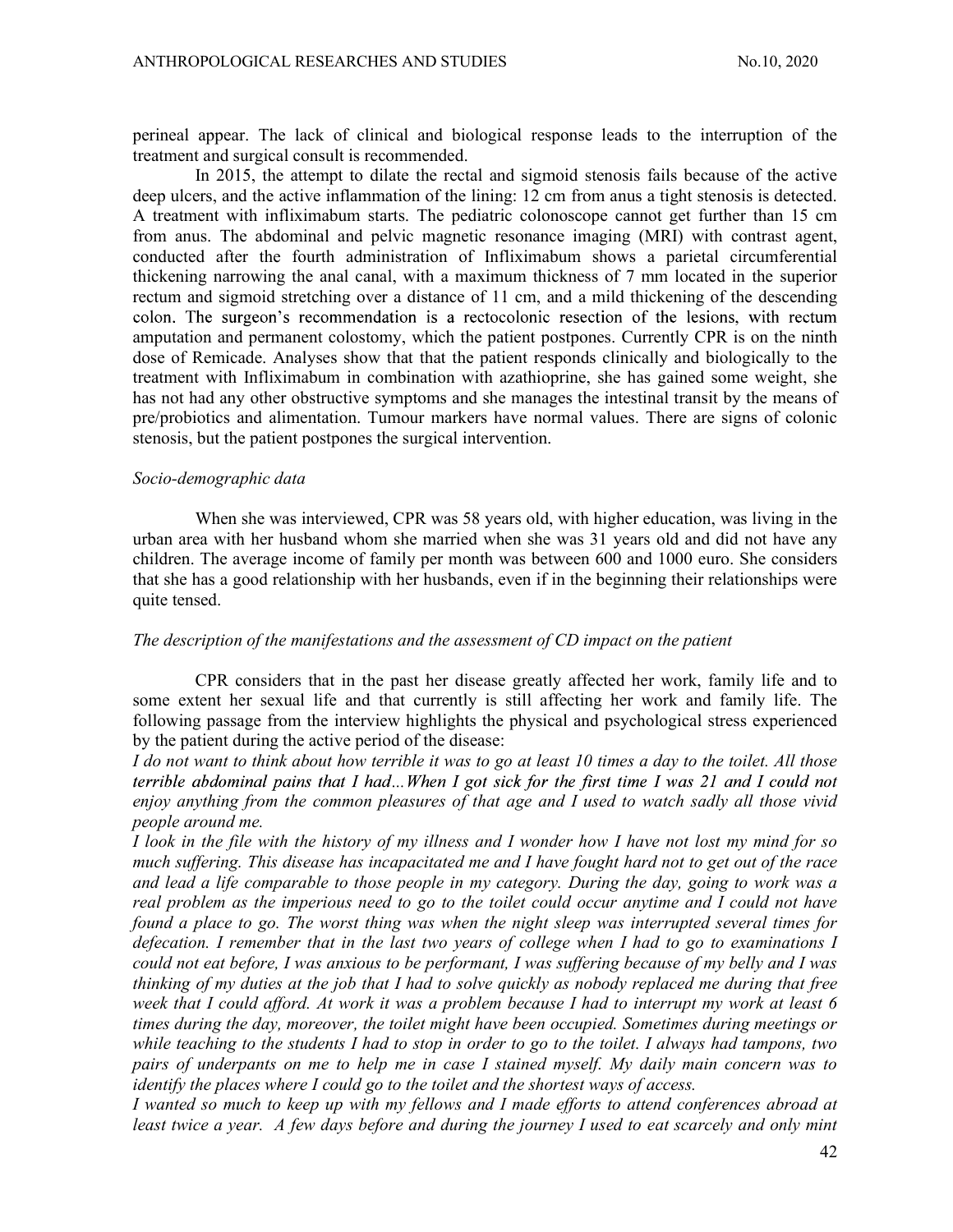perineal appear. The lack of clinical and biological response leads to the interruption of the treatment and surgical consult is recommended.

In 2015, the attempt to dilate the rectal and sigmoid stenosis fails because of the active deep ulcers, and the active inflammation of the lining: 12 cm from anus a tight stenosis is detected. A treatment with infliximabum starts. The pediatric colonoscope cannot get further than 15 cm from anus. The abdominal and pelvic magnetic resonance imaging (MRI) with contrast agent, conducted after the fourth administration of Infliximabum shows a parietal circumferential thickening narrowing the anal canal, with a maximum thickness of 7 mm located in the superior rectum and sigmoid stretching over a distance of 11 cm, and a mild thickening of the descending colon. The surgeon's recommendation is a rectocolonic resection of the lesions, with rectum amputation and permanent colostomy, which the patient postpones. Currently CPR is on the ninth dose of Remicade. Analyses show that that the patient responds clinically and biologically to the treatment with Infliximabum in combination with azathioprine, she has gained some weight, she has not had any other obstructive symptoms and she manages the intestinal transit by the means of pre/probiotics and alimentation. Tumour markers have normal values. There are signs of colonic stenosis, but the patient postpones the surgical intervention.

*Socio-demographic data*

When she was interviewed, CPR was 58 years old, with higher education, was living in the urban area with her husband whom she married when she was 31 years old and did not have any children. The average income of family per month was between 600 and 1000 euro. She considers that she has a good relationship with her husbands, even if in the beginning their relationships were quite tensed.

*The description of the manifestations and the assessment of CD impact on the patient*

CPR considers that in the past her disease greatly affected her work, family life and to some extent her sexual life and that currently is still affecting her work and family life. The following passage from the interview highlights the physical and psychological stress experienced by the patient during the active period of the disease:

*I do not want to think about how terrible it was to go at least 10 times a day to the toilet. All those terrible abdominal pains that I had...When I got sick for the first time I was 21 and I could not enjoy anything from the common pleasures of that age and I used to watch sadly all those vivid people around me.*

*I look in the file with the history of my illness and I wonder how I have not lost my mind for so much suffering. This disease has incapacitated me and I have fought hard not to get out of the race and lead a life comparable to those people in my category. During the day, going to work was a real problem as the imperious need to go to the toilet could occur anytime and I could not have found a place to go. The worst thing was when the night sleep was interrupted several times for defecation. I remember that in the last two years of college when I had to go to examinations I could not eat before, I was anxious to be performant, I was suffering because of my belly and I was thinking of my duties at the job that I had to solve quickly as nobody replaced me during that free week that I could afford. At work it was a problem because I had to interrupt my work at least 6 times during the day, moreover, the toilet might have been occupied. Sometimes during meetings or while teaching to the students I had to stop in order to go to the toilet. I always had tampons, two pairs of underpants on me to help me in case I stained myself. My daily main concern was to identify the places where I could go to the toilet and the shortest ways of access.*

*I wanted so much to keep up with my fellows and I made efforts to attend conferences abroad at least twice a year. A few days before and during the journey I used to eat scarcely and only mint*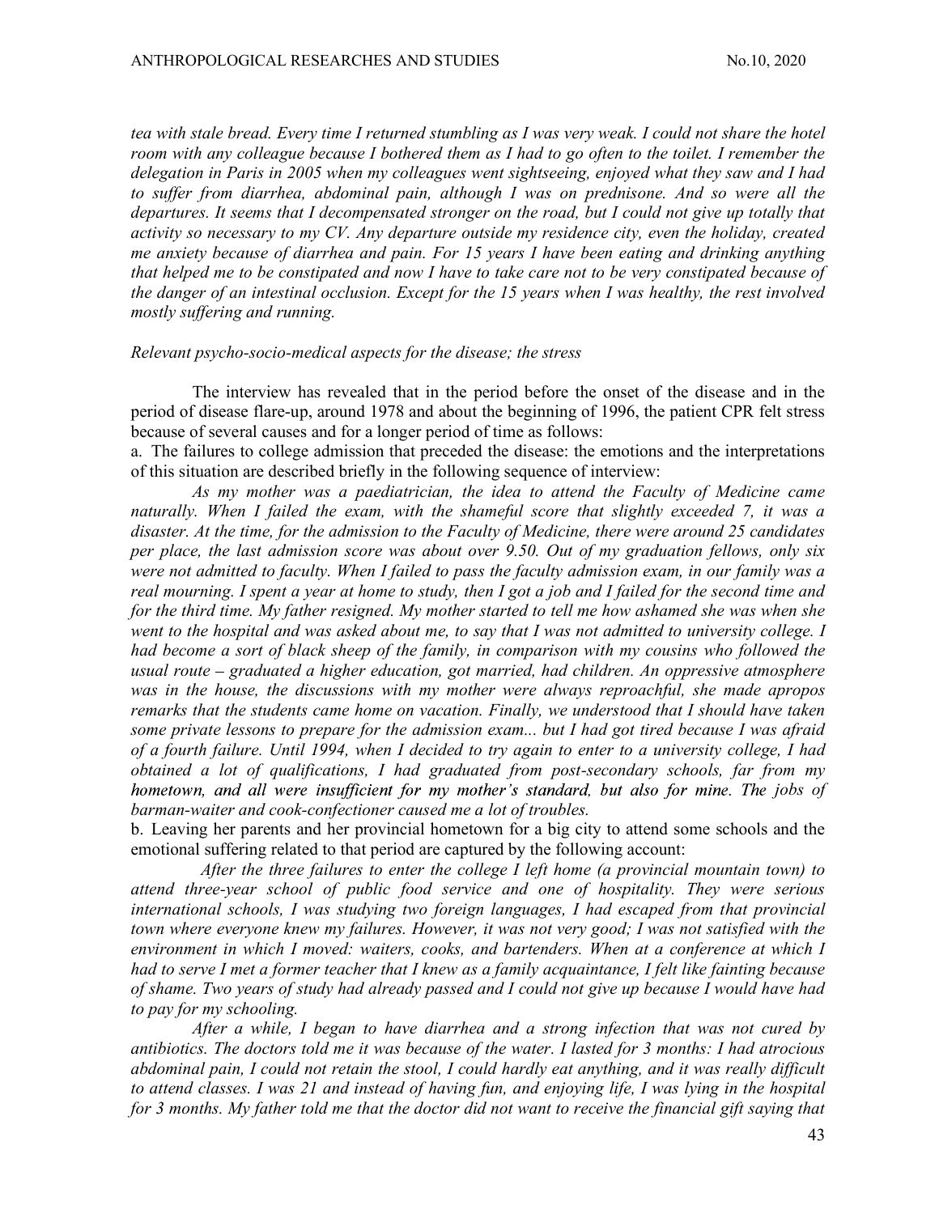*tea with stale bread. Every time I returned stumbling as I was very weak. I could not share the hotel room with any colleague because I bothered them as I had to go often to the toilet. I remember the delegation in Paris in 2005 when my colleagues went sightseeing, enjoyed what they saw and I had to suffer from diarrhea, abdominal pain, although I was on prednisone. And so were all the departures. It seems that I decompensated stronger on the road, but I could not give up totally that activity so necessary to my CV. Any departure outside my residence city, even the holiday, created me anxiety because of diarrhea and pain. For 15 years I have been eating and drinking anything that helped me to be constipated and now I have to take care not to be very constipated because of the danger of an intestinal occlusion. Except for the 15 years when I was healthy, the rest involved mostly suffering and running.*

*Relevant psycho-socio-medical aspects for the disease; the stress*

The interview has revealed that in the period before the onset of the disease and in the period of disease flare-up, around 1978 and about the beginning of 1996, the patient CPR felt stress because of several causes and for a longer period of time as follows:

a. The failures to college admission that preceded the disease: the emotions and the interpretations of this situation are described briefly in the following sequence of interview:

*As my mother was a paediatrician, the idea to attend the Faculty of Medicine came naturally. When I failed the exam, with the shameful score that slightly exceeded 7, it was a disaster. At the time, for the admission to the Faculty of Medicine, there were around 25 candidates per place, the last admission score was about over 9.50. Out of my graduation fellows, only six were not admitted to faculty. When I failed to pass the faculty admission exam, in our family was a real mourning. I spent a year at home to study, then I got a job and I failed for the second time and for the third time. My father resigned. My mother started to tell me how ashamed she was when she went to the hospital and was asked about me, to say that I was not admitted to university college. I had become a sort of black sheep of the family, in comparison with my cousins who followed the usual route – graduated a higher education, got married, had children. An oppressive atmosphere was in the house, the discussions with my mother were always reproachful, she made apropos remarks that the students came home on vacation. Finally, we understood that I should have taken some private lessons to prepare for the admission exam... but I had got tired because I was afraid of a fourth failure. Until 1994, when I decided to try again to enter to a university college, I had obtained a lot of qualifications, I had graduated from post-secondary schools, far from my hometown, and all were insufficient for my mother's standard, but also for mine. The jobs of barman-waiter and cook-confectioner caused me a lot of troubles.*

b. Leaving her parents and her provincial hometown for a big city to attend some schools and the emotional suffering related to that period are captured by the following account:

*After the three failures to enter the college I left home (a provincial mountain town) to attend three-year school of public food service and one of hospitality. They were serious international schools, I was studying two foreign languages, I had escaped from that provincial town where everyone knew my failures. However, it was not very good; I was not satisfied with the environment in which I moved: waiters, cooks, and bartenders. When at a conference at which I had to serve I met a former teacher that I knew as a family acquaintance, I felt like fainting because of shame. Two years of study had already passed and I could not give up because I would have had to pay for my schooling.*

*After a while, I began to have diarrhea and a strong infection that was not cured by antibiotics. The doctors told me it was because of the water. I lasted for 3 months: I had atrocious abdominal pain, I could not retain the stool, I could hardly eat anything, and it was really difficult to attend classes. I was 21 and instead of having fun, and enjoying life, I was lying in the hospital for 3 months. My father told me that the doctor did not want to receive the financial gift saying that*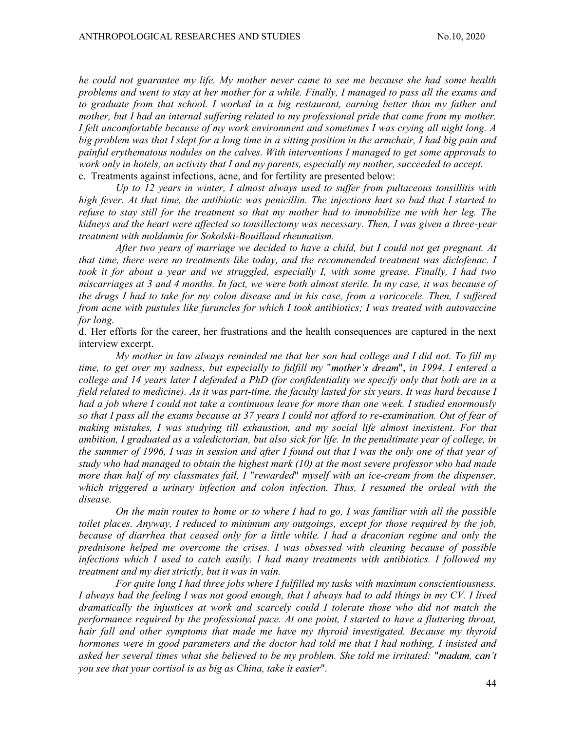*he could not guarantee my life. My mother never came to see me because she had some health problems and went to stay at her mother for a while. Finally, I managed to pass all the exams and to graduate from that school. I worked in a big restaurant, earning better than my father and mother, but I had an internal suffering related to my professional pride that came from my mother. I felt uncomfortable because of my work environment and sometimes I was crying all night long. A big problem was that I slept for a long time in a sitting position in the armchair, I had big pain and painful erythematous nodules on the calves. With interventions I managed to get some approvals to work only in hotels, an activity that I and my parents, especially my mother, succeeded to accept.*

c. Treatments against infections, acne, and for fertility are presented below:

*Up to 12 years in winter, I almost always used to suffer from pultaceous tonsillitis with high fever. At that time, the antibiotic was penicillin. The injections hurt so bad that I started to refuse to stay still for the treatment so that my mother had to immobilize me with her leg. The kidneys and the heart were affected so tonsillectomy was necessary. Then, I was given a three-year treatment with moldamin for Sokolski-Bouillaud rheumatism.*

*After two years of marriage we decided to have a child, but I could not get pregnant. At that time, there were no treatments like today, and the recommended treatment was diclofenac. I took it for about a year and we struggled, especially I, with some grease. Finally, I had two miscarriages at 3 and 4 months. In fact, we were both almost sterile. In my case, it was because of the drugs I had to take for my colon disease and in his case, from a varicocele. Then, I suffered from acne with pustules like furuncles for which I took antibiotics; I was treated with autovaccine for long.*

d. Her efforts for the career, her frustrations and the health consequences are captured in the next interview excerpt.

*My mother in law always reminded me that her son had college and I did not. To fill my time, to get over my sadness, but especially to fulfill my "mother's dream", in 1994, I entered a college and 14 years later I defended a PhD (for confidentiality we specify only that both are in a field related to medicine). As it was part-time, the faculty lasted for six years. It was hard because I had a job where I could not take a continuous leave for more than one week. I studied enormously so that I pass all the exams because at 37 years I could not afford to re-examination. Out of fear of making mistakes, I was studying till exhaustion, and my social life almost inexistent. For that ambition, I graduated as a valedictorian, but also sick for life. In the penultimate year of college, in the summer of 1996, I was in session and after I found out that I was the only one of that year of study who had managed to obtain the highest mark (10) at the most severe professor who had made more than half of my classmates fail, I "rewarded" myself with an ice-cream from the dispenser, which triggered a urinary infection and colon infection. Thus, I resumed the ordeal with the disease.*

*On the main routes to home or to where I had to go, I was familiar with all the possible toilet places. Anyway, I reduced to minimum any outgoings, except for those required by the job, because of diarrhea that ceased only for a little while. I had a draconian regime and only the prednisone helped me overcome the crises. I was obsessed with cleaning because of possible infections which I used to catch easily. I had many treatments with antibiotics. I followed my treatment and my diet strictly, but it was in vain.*

*For quite long I had three jobs where I fulfilled my tasks with maximum conscientiousness. I always had the feeling I was not good enough, that I always had to add things in my CV. I lived dramatically the injustices at work and scarcely could I tolerate those who did not match the performance required by the professional pace. At one point, I started to have a fluttering throat, hair fall and other symptoms that made me have my thyroid investigated. Because my thyroid hormones were in good parameters and the doctor had told me that I had nothing, I insisted and asked her several times what she believed to be my problem. She told me irritated: "madam, can't you see that your cortisol is as big as China, take it easier".*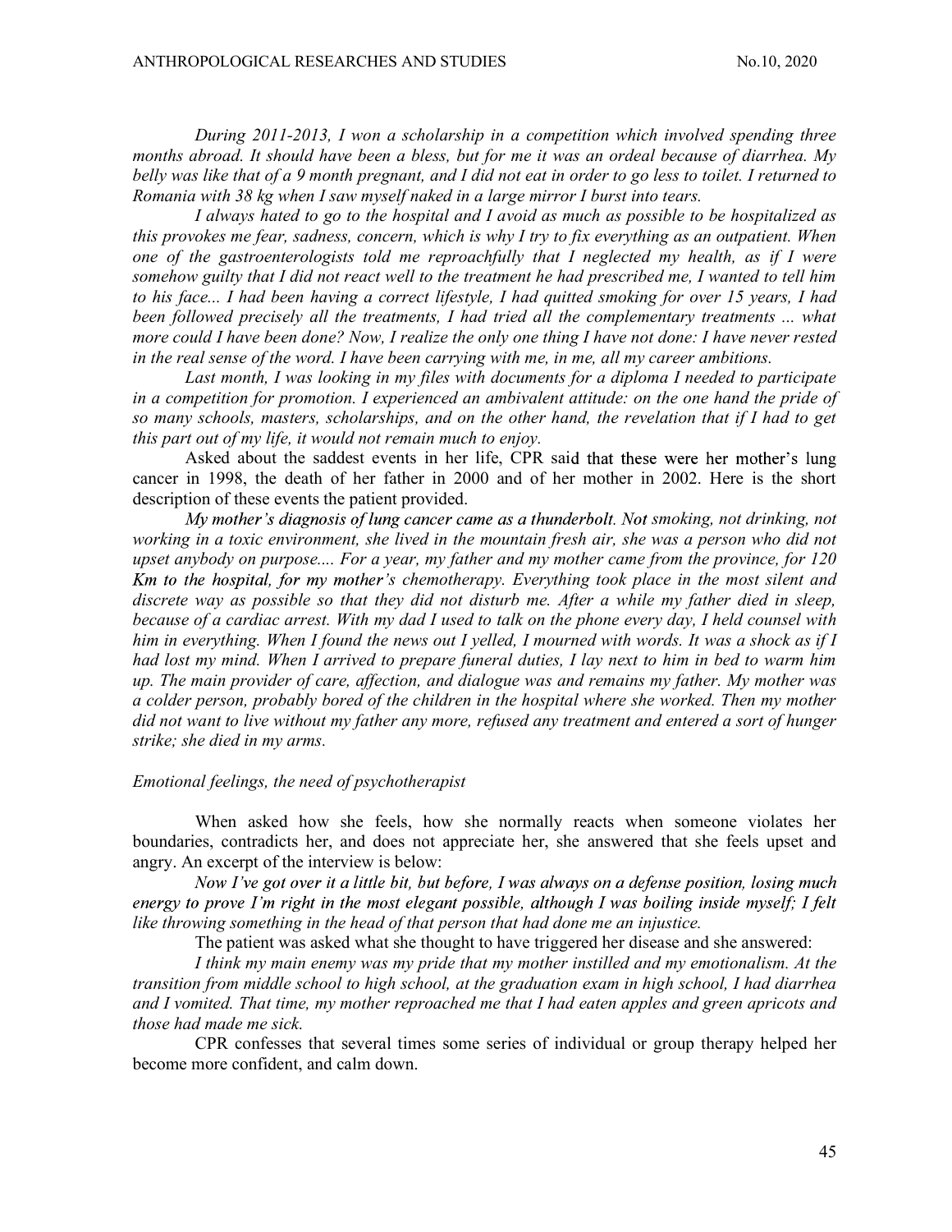*During 2011-2013, I won a scholarship in a competition which involved spending three months abroad. It should have been a bless, but for me it was an ordeal because of diarrhea. My belly was like that of a 9 month pregnant, and I did not eat in order to go less to toilet. I returned to Romania with 38 kg when I saw myself naked in a large mirror I burst into tears.*

*I always hated to go to the hospital and I avoid as much as possible to be hospitalized as this provokes me fear, sadness, concern, which is why I try to fix everything as an outpatient. When one of the gastroenterologists told me reproachfully that I neglected my health, as if I were somehow guilty that I did not react well to the treatment he had prescribed me, I wanted to tell him to his face... I had been having a correct lifestyle, I had quitted smoking for over 15 years, I had been followed precisely all the treatments, I had tried all the complementary treatments ... what more could I have been done? Now, I realize the only one thing I have not done: I have never rested in the real sense of the word. I have been carrying with me, in me, all my career ambitions.*

*Last month, I was looking in my files with documents for a diploma I needed to participate in a competition for promotion. I experienced an ambivalent attitude: on the one hand the pride of so many schools, masters, scholarships, and on the other hand, the revelation that if I had to get this part out of my life, it would not remain much to enjoy.*

Asked about the saddest events in her life, CPR said that these were her mother's lung cancer in 1998, the death of her father in 2000 and of her mother in 2002. Here is the short description of these events the patient provided.

*My mother's diagnosis of lung cancer came as a thunderbolt. Not smoking, not drinking, not working in a toxic environment, she lived in the mountain fresh air, she was a person who did not upset anybody on purpose.... For a year, my father and my mother came from the province, for 120 Km to the hospital, for my mother's chemotherapy. Everything took place in the most silent and discrete way as possible so that they did not disturb me. After a while my father died in sleep, because of a cardiac arrest. With my dad I used to talk on the phone every day, I held counsel with him in everything. When I found the news out I yelled, I mourned with words. It was a shock as if I had lost my mind. When I arrived to prepare funeral duties, I lay next to him in bed to warm him up. The main provider of care, affection, and dialogue was and remains my father. My mother was a colder person, probably bored of the children in the hospital where she worked. Then my mother did not want to live without my father any more, refused any treatment and entered a sort of hunger strike; she died in my arms.*

*Emotional feelings, the need of psychotherapist*

When asked how she feels, how she normally reacts when someone violates her boundaries, contradicts her, and does not appreciate her, she answered that she feels upset and angry. An excerpt of the interview is below:

*Now I've got over it a little bit, but before, I was always on a defense position, losing much energy to prove I'm right in the most elegant possible, although I was boiling inside myself; I felt like throwing something in the head of that person that had done me an injustice.*

The patient was asked what she thought to have triggered her disease and she answered:

*I think my main enemy was my pride that my mother instilled and my emotionalism. At the transition from middle school to high school, at the graduation exam in high school, I had diarrhea and I vomited. That time, my mother reproached me that I had eaten apples and green apricots and those had made me sick.*

CPR confesses that several times some series of individual or group therapy helped her become more confident, and calm down.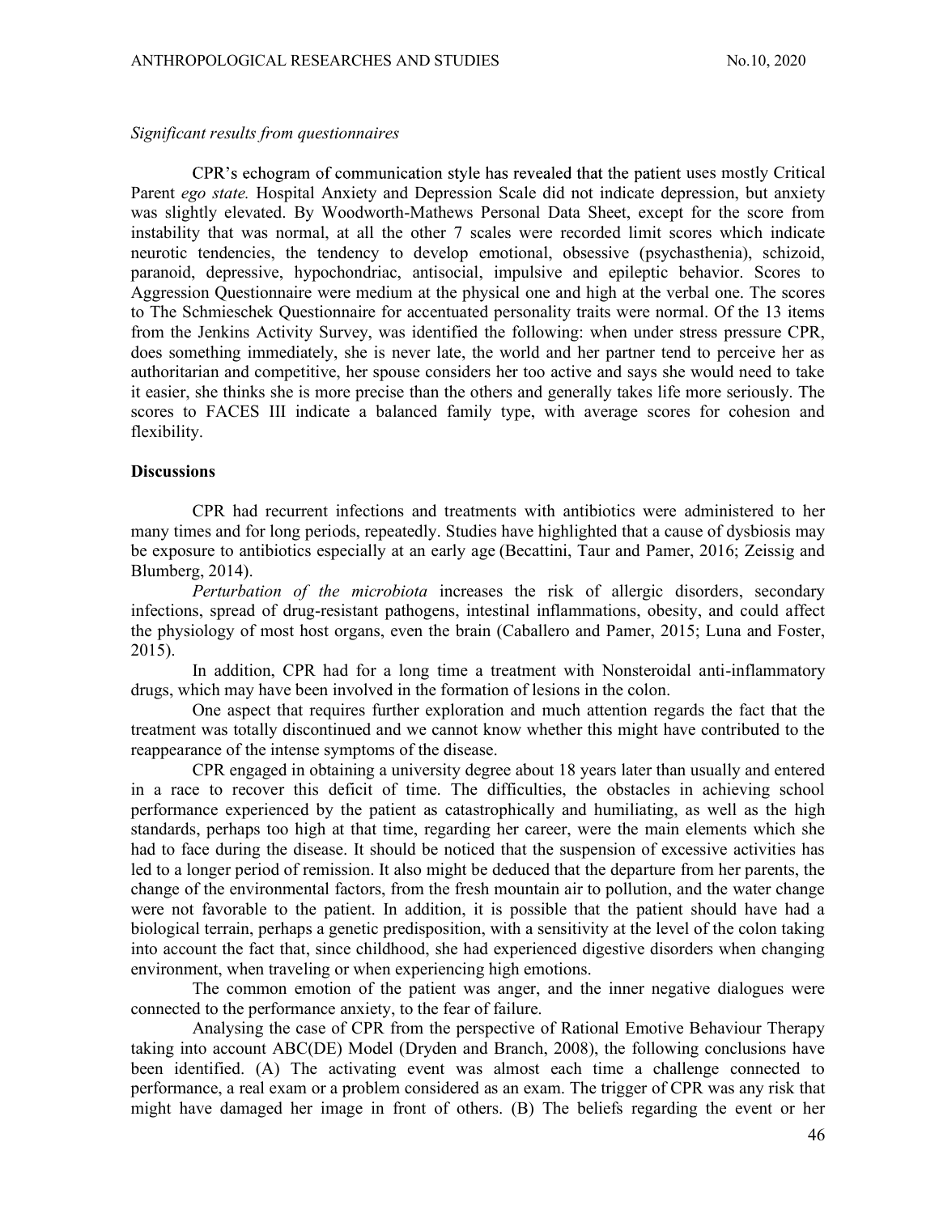*Significant results from questionnaires*

CPR's echogram of communication style has revealed that the patient uses mostly Critical Parent *ego state.* Hospital Anxiety and Depression Scale did not indicate depression, but anxiety was slightly elevated. By Woodworth-Mathews Personal Data Sheet, except for the score from instability that was normal, at all the other 7 scales were recorded limit scores which indicate neurotic tendencies, the tendency to develop emotional, obsessive (psychasthenia), schizoid, paranoid, depressive, hypochondriac, antisocial, impulsive and epileptic behavior. Scores to Aggression Questionnaire were medium at the physical one and high at the verbal one. The scores to The Schmieschek Questionnaire for accentuated personality traits were normal. Of the 13 items from the Jenkins Activity Survey, was identified the following: when under stress pressure CPR, does something immediately, she is never late, the world and her partner tend to perceive her as authoritarian and competitive, her spouse considers her too active and says she would need to take it easier, she thinks she is more precise than the others and generally takes life more seriously. The scores to FACES III indicate a balanced family type, with average scores for cohesion and flexibility.

## Discussions

CPR had recurrent infections and treatments with antibiotics were administered to her many times and for long periods, repeatedly. Studies have highlighted that a cause of dysbiosis may be exposure to antibiotics especially at an early age (Becattini, Taur and Pamer, 2016; Zeissig and Blumberg, 2014).

*Perturbation of the microbiota* increases the risk of allergic disorders, secondary infections, spread of drug-resistant pathogens, intestinal inflammations, obesity, and could affect the physiology of most host organs, even the brain (Caballero and Pamer, 2015; Luna and Foster, 2015).

In addition, CPR had for a long time a treatment with Nonsteroidal anti-inflammatory drugs, which may have been involved in the formation of lesions in the colon.

One aspect that requires further exploration and much attention regards the fact that the treatment was totally discontinued and we cannot know whether this might have contributed to the reappearance of the intense symptoms of the disease.

CPR engaged in obtaining a university degree about 18 years later than usually and entered in a race to recover this deficit of time. The difficulties, the obstacles in achieving school performance experienced by the patient as catastrophically and humiliating, as well as the high standards, perhaps too high at that time, regarding her career, were the main elements which she had to face during the disease. It should be noticed that the suspension of excessive activities has led to a longer period of remission. It also might be deduced that the departure from her parents, the change of the environmental factors, from the fresh mountain air to pollution, and the water change were not favorable to the patient. In addition, it is possible that the patient should have had a biological terrain, perhaps a genetic predisposition, with a sensitivity at the level of the colon taking into account the fact that, since childhood, she had experienced digestive disorders when changing environment, when traveling or when experiencing high emotions.

The common emotion of the patient was anger, and the inner negative dialogues were connected to the performance anxiety, to the fear of failure.

Analysing the case of CPR from the perspective of Rational Emotive Behaviour Therapy taking into account ABC(DE) Model (Dryden and Branch, 2008), the following conclusions have been identified. (A) The activating event was almost each time a challenge connected to performance, a real exam or a problem considered as an exam. The trigger of CPR was any risk that might have damaged her image in front of others. (B) The beliefs regarding the event or her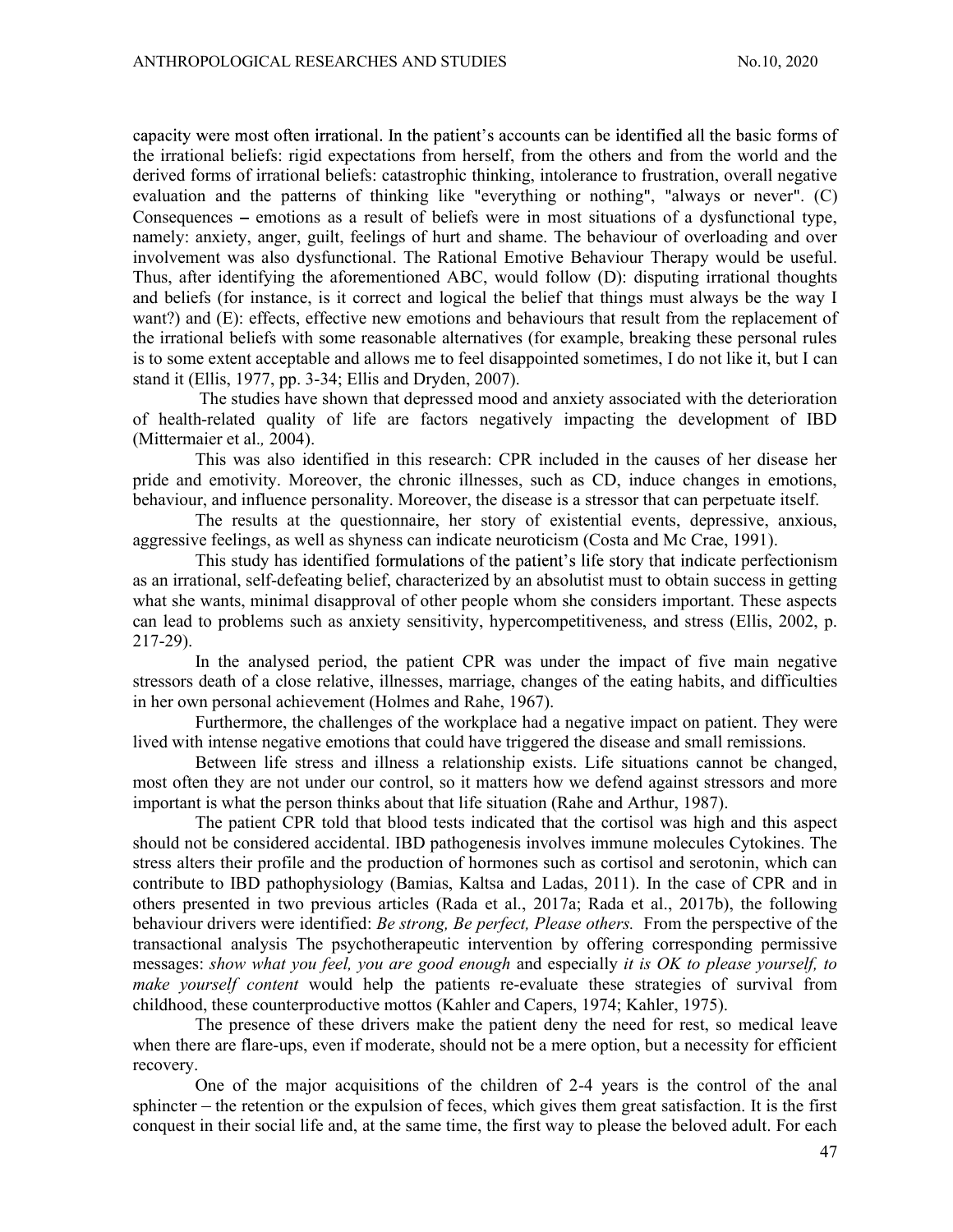capacity were most often irrational. In the patient's accounts can be identified all the basic forms of the irrational beliefs: rigid expectations from herself, from the others and from the world and the derived forms of irrational beliefs: catastrophic thinking, intolerance to frustration, overall negative evaluation and the patterns of thinking like "everything or nothing", "always or never". (C) Consequences – emotions as a result of beliefs were in most situations of a dysfunctional type, namely: anxiety, anger, guilt, feelings of hurt and shame. The behaviour of overloading and over involvement was also dysfunctional. The Rational Emotive Behaviour Therapy would be useful. Thus, after identifying the aforementioned ABC, would follow (D): disputing irrational thoughts and beliefs (for instance, is it correct and logical the belief that things must always be the way I want?) and (E): effects, effective new emotions and behaviours that result from the replacement of the irrational beliefs with some reasonable alternatives (for example, breaking these personal rules is to some extent acceptable and allows me to feel disappointed sometimes, I do not like it, but I can stand it (Ellis, 1977, pp. 3-34; Ellis and Dryden, 2007).

The studies have shown that depressed mood and anxiety associated with the deterioration of health-related quality of life are factors negatively impacting the development of IBD (Mittermaier et al., 2004).

This was also identified in this research: CPR included in the causes of her disease her pride and emotivity. Moreover, the chronic illnesses, such as CD, induce changes in emotions, behaviour, and influence personality. Moreover, the disease is a stressor that can perpetuate itself.

The results at the questionnaire, her story of existential events, depressive, anxious, aggressive feelings, as well as shyness can indicate neuroticism (Costa and Mc Crae, 1991).

This study has identified formulations of the patient's life story that indicate perfectionism as an irrational, self-defeating belief, characterized by an absolutist must to obtain success in getting what she wants, minimal disapproval of other people whom she considers important. These aspects can lead to problems such as anxiety sensitivity, hypercompetitiveness, and stress (Ellis, 2002, p. 217-29).

In the analysed period, the patient CPR was under the impact of five main negative stressors death of a close relative, illnesses, marriage, changes of the eating habits, and difficulties in her own personal achievement (Holmes and Rahe, 1967).

Furthermore, the challenges of the workplace had a negative impact on patient. They were lived with intense negative emotions that could have triggered the disease and small remissions.

Between life stress and illness a relationship exists. Life situations cannot be changed, most often they are not under our control, so it matters how we defend against stressors and more important is what the person thinks about that life situation (Rahe and Arthur, 1987).

The patient CPR told that blood tests indicated that the cortisol was high and this aspect should not be considered accidental. IBD pathogenesis involves immune molecules Cytokines. The stress alters their profile and the production of hormones such as cortisol and serotonin, which can contribute to IBD pathophysiology (Bamias, Kaltsa and Ladas, 2011). In the case of CPR and in others presented in two previous articles (Rada et al., 2017a; Rada et al., 2017b), the following behaviour drivers were identified: *Be strong, Be perfect, Please others.* From the perspective of the transactional analysis The psychotherapeutic intervention by offering corresponding permissive messages: *show what you feel, you are good enough* and especially *it is OK to please yourself, to make yourself content* would help the patients re-evaluate these strategies of survival from childhood, these counterproductive mottos (Kahler and Capers, 1974; Kahler, 1975).

The presence of these drivers make the patient deny the need for rest, so medical leave when there are flare-ups, even if moderate, should not be a mere option, but a necessity for efficient recovery.

One of the major acquisitions of the children of 2-4 years is the control of the anal sphincter – the retention or the expulsion of feces, which gives them great satisfaction. It is the first conquest in their social life and, at the same time, the first way to please the beloved adult. For each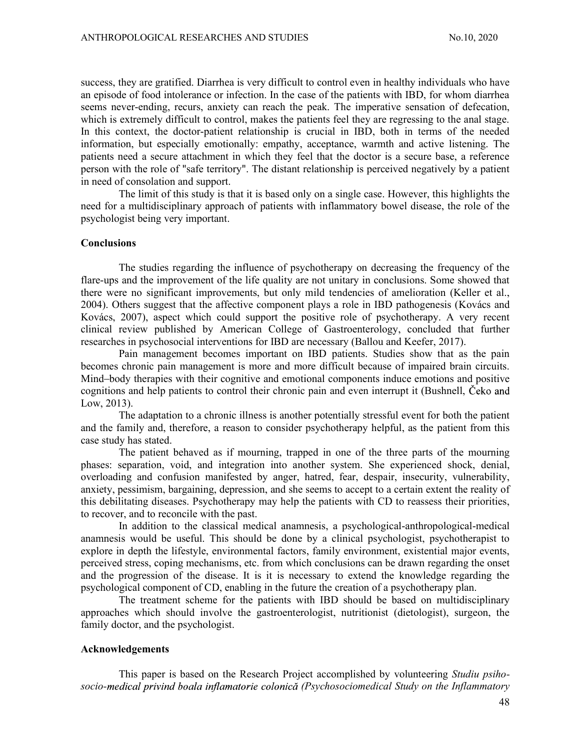success, they are gratified. Diarrhea is very difficult to control even in healthy individuals who have an episode of food intolerance or infection. In the case of the patients with IBD, for whom diarrhea seems never-ending, recurs, anxiety can reach the peak. The imperative sensation of defecation, which is extremely difficult to control, makes the patients feel they are regressing to the anal stage. In this context, the doctor-patient relationship is crucial in IBD, both in terms of the needed information, but especially emotionally: empathy, acceptance, warmth and active listening. The patients need a secure attachment in which they feel that the doctor is a secure base, a reference person with the role of "safe territory". The distant relationship is perceived negatively by a patient in need of consolation and support.

The limit of this study is that it is based only on a single case. However, this highlights the need for a multidisciplinary approach of patients with inflammatory bowel disease, the role of the psychologist being very important.

**Conclusions**

The studies regarding the influence of psychotherapy on decreasing the frequency of the flare-ups and the improvement of the life quality are not unitary in conclusions. Some showed that there were no significant improvements, but only mild tendencies of amelioration (Keller et al., 2004). Others suggest that the affective component plays a role in IBD pathogenesis (Kovács and Kovács, 2007), aspect which could support the positive role of psychotherapy. A very recent clinical review published by American College of Gastroenterology, concluded that further researches in psychosocial interventions for IBD are necessary (Ballou and Keefer, 2017).

Pain management becomes important on IBD patients. Studies show that as the pain becomes chronic pain management is more and more difficult because of impaired brain circuits. Mind–body therapies with their cognitive and emotional components induce emotions and positive cognitions and help patients to control their chronic pain and even interrupt it (Bushnell, Čeko and Low, 2013).

The adaptation to a chronic illness is another potentially stressful event for both the patient and the family and, therefore, a reason to consider psychotherapy helpful, as the patient from this case study has stated.

The patient behaved as if mourning, trapped in one of the three parts of the mourning phases: separation, void, and integration into another system. She experienced shock, denial, overloading and confusion manifested by anger, hatred, fear, despair, insecurity, vulnerability, anxiety, pessimism, bargaining, depression, and she seems to accept to a certain extent the reality of this debilitating diseases. Psychotherapy may help the patients with CD to reassess their priorities, to recover, and to reconcile with the past.

In addition to the classical medical anamnesis, a psychological-anthropological-medical anamnesis would be useful. This should be done by a clinical psychologist, psychotherapist to explore in depth the lifestyle, environmental factors, family environment, existential major events, perceived stress, coping mechanisms, etc. from which conclusions can be drawn regarding the onset and the progression of the disease. It is it is necessary to extend the knowledge regarding the psychological component of CD, enabling in the future the creation of a psychotherapy plan.

The treatment scheme for the patients with IBD should be based on multidisciplinary approaches which should involve the gastroenterologist, nutritionist (dietologist), surgeon, the family doctor, and the psychologist.

**Acknowledgements**

This paper is based on the Research Project accomplished by volunteering *Studiu psiho-socio-medical privind boala inflamatorie colonică (Psychosociomedical Study on the Inflammatory*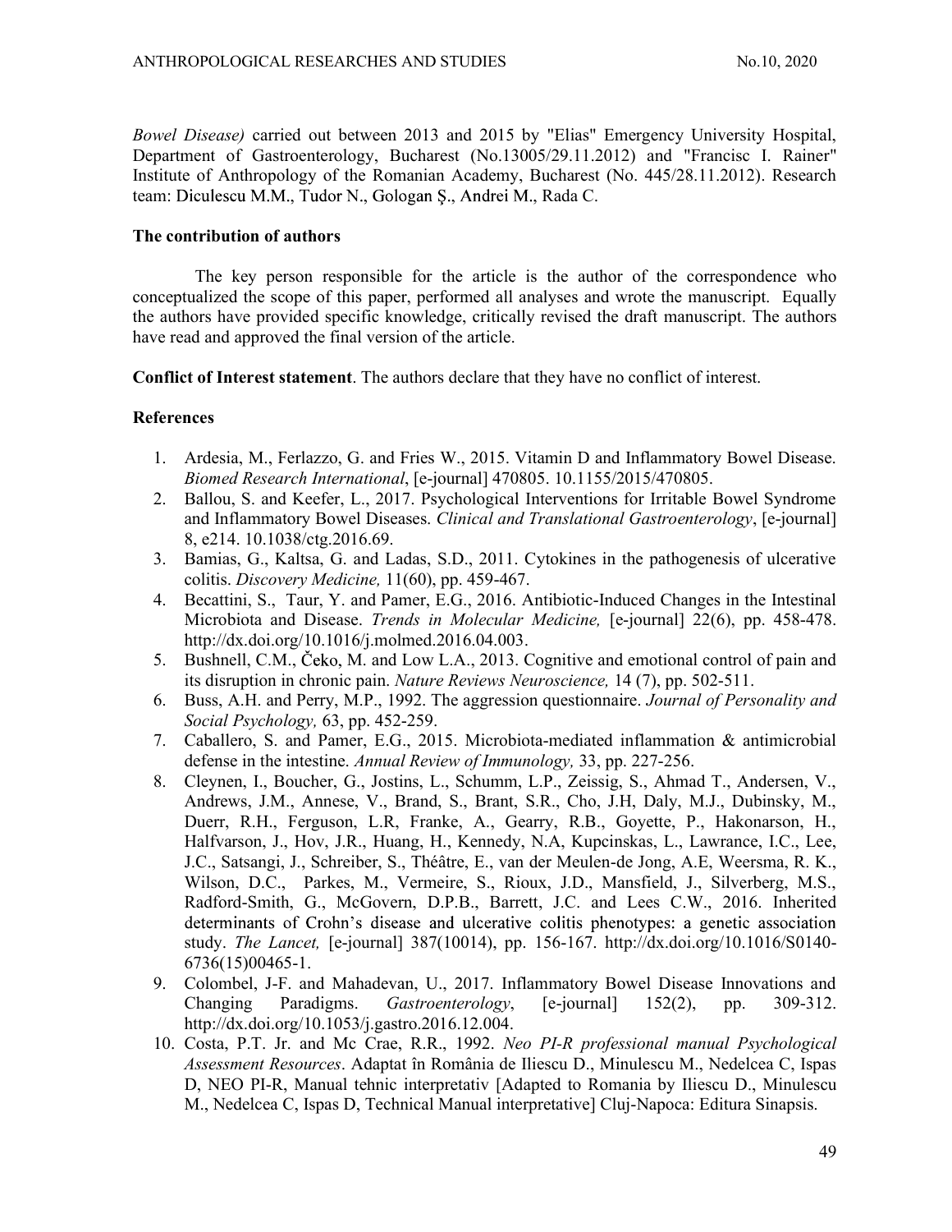*Bowel Disease)* carried out between 2013 and 2015 by "Elias" Emergency University Hospital, Department of Gastroenterology, Bucharest (No.13005/29.11.2012) and "Francisc I. Rainer" Institute of Anthropology of the Romanian Academy, Bucharest (No. 445/28.11.2012). Research team: Diculescu M.M., Tudor N., Gologan Ş., Andrei M., Rada C.

**The contribution of authors**

The key person responsible for the article is the author of the correspondence who conceptualized the scope of this paper, performed all analyses and wrote the manuscript. Equally the authors have provided specific knowledge, critically revised the draft manuscript. The authors have read and approved the final version of the article.

**Conflict of Interest statement**. The authors declare that they have no conflict of interest.

**References**

1. Ardesia, M., Ferlazzo, G. and Fries W., 2015. Vitamin D and Inflammatory Bowel Disease. *Biomed Research International*, [e-journal] 470805. 10.1155/2015/470805.
2. Ballou, S. and Keefer, L., 2017. Psychological Interventions for Irritable Bowel Syndrome and Inflammatory Bowel Diseases. *Clinical and Translational Gastroenterology*, [e-journal] 8, e214. 10.1038/ctg.2016.69.
3. Bamias, G., Kaltsa, G. and Ladas, S.D., 2011. Cytokines in the pathogenesis of ulcerative colitis. *Discovery Medicine,* 11(60), pp. 459-467.
4. Becattini, S., Taur, Y. and Pamer, E.G., 2016. Antibiotic-Induced Changes in the Intestinal Microbiota and Disease. *Trends in Molecular Medicine,* [e-journal] 22(6), pp. 458-478. http://dx.doi.org/10.1016/j.molmed.2016.04.003.
5. Bushnell, C.M., Čeko, M. and Low L.A., 2013. Cognitive and emotional control of pain and its disruption in chronic pain. *Nature Reviews Neuroscience,* 14 (7), pp. 502-511.
6. Buss, A.H. and Perry, M.P., 1992. The aggression questionnaire. *Journal of Personality and Social Psychology,* 63, pp. 452-259.
7. Caballero, S. and Pamer, E.G., 2015. Microbiota-mediated inflammation & antimicrobial defense in the intestine. *Annual Review of Immunology,* 33, pp. 227-256.
8. Cleynen, I., Boucher, G., Jostins, L., Schumm, L.P., Zeissig, S., Ahmad T., Andersen, V., Andrews, J.M., Annese, V., Brand, S., Brant, S.R., Cho, J.H, Daly, M.J., Dubinsky, M., Duerr, R.H., Ferguson, L.R, Franke, A., Gearry, R.B., Goyette, P., Hakonarson, H., Halfvarson, J., Hov, J.R., Huang, H., Kennedy, N.A, Kupcinskas, L., Lawrance, I.C., Lee, J.C., Satsangi, J., Schreiber, S., Théâtre, E., van der Meulen-de Jong, A.E, Weersma, R. K., Wilson, D.C., Parkes, M., Vermeire, S., Rioux, J.D., Mansfield, J., Silverberg, M.S., Radford-Smith, G., McGovern, D.P.B., Barrett, J.C. and Lees C.W., 2016. Inherited determinants of Crohn's disease and ulcerative colitis phenotypes: a genetic association study. *The Lancet,* [e-journal] 387(10014), pp. 156-167. http://dx.doi.org/10.1016/S0140-6736(15)00465-1.
9. Colombel, J-F. and Mahadevan, U., 2017. Inflammatory Bowel Disease Innovations and Changing Paradigms. *Gastroenterology*, [e-journal] 152(2), pp. 309-312. http://dx.doi.org/10.1053/j.gastro.2016.12.004.
10. Costa, P.T. Jr. and Mc Crae, R.R., 1992. *Neo PI-R professional manual Psychological Assessment Resources*. Adaptat în România de Iliescu D., Minulescu M., Nedelcea C, Ispas D, NEO PI-R, Manual tehnic interpretativ [Adapted to Romania by Iliescu D., Minulescu M., Nedelcea C, Ispas D, Technical Manual interpretative] Cluj-Napoca: Editura Sinapsis.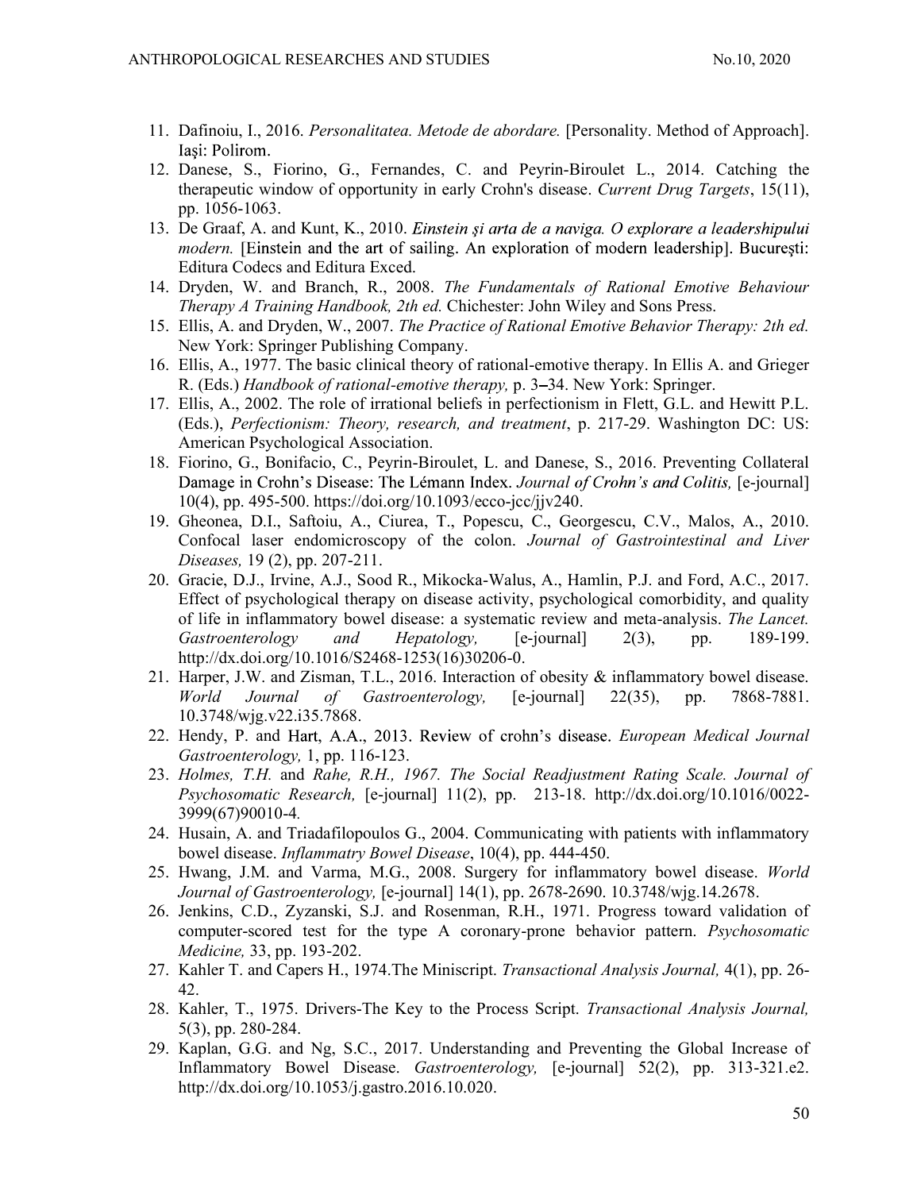11. Dafinoiu, I., 2016. *Personalitatea. Metode de abordare.* [Personality. Method of Approach]. Iaşi: Polirom.
12. Danese, S., Fiorino, G., Fernandes, C. and Peyrin-Biroulet L., 2014. Catching the therapeutic window of opportunity in early Crohn's disease. *Current Drug Targets*, 15(11), pp. 1056-1063.
13. De Graaf, A. and Kunt, K., 2010. *Einstein şi arta de a naviga. O explorare a leadershipului modern.* [Einstein and the art of sailing. An exploration of modern leadership]. Bucureşti: Editura Codecs and Editura Exced.
14. Dryden, W. and Branch, R., 2008. *The Fundamentals of Rational Emotive Behaviour Therapy A Training Handbook, 2th ed.* Chichester: John Wiley and Sons Press.
15. Ellis, A. and Dryden, W., 2007. *The Practice of Rational Emotive Behavior Therapy: 2th ed.* New York: Springer Publishing Company.
16. Ellis, A., 1977. The basic clinical theory of rational-emotive therapy. In Ellis A. and Grieger R. (Eds.) *Handbook of rational-emotive therapy,* p. 3–34. New York: Springer.
17. Ellis, A., 2002. The role of irrational beliefs in perfectionism in Flett, G.L. and Hewitt P.L. (Eds.), *Perfectionism: Theory, research, and treatment*, p. 217-29. Washington DC: US: American Psychological Association.
18. Fiorino, G., Bonifacio, C., Peyrin-Biroulet, L. and Danese, S., 2016. Preventing Collateral Damage in Crohn's Disease: The Lémann Index. *Journal of Crohn's and Colitis,* [e-journal] 10(4), pp. 495-500. https://doi.org/10.1093/ecco-jcc/jjv240.
19. Gheonea, D.I., Saftoiu, A., Ciurea, T., Popescu, C., Georgescu, C.V., Malos, A., 2010. Confocal laser endomicroscopy of the colon. *Journal of Gastrointestinal and Liver Diseases,* 19 (2), pp. 207-211.
20. Gracie, D.J., Irvine, A.J., Sood R., Mikocka-Walus, A., Hamlin, P.J. and Ford, A.C., 2017. Effect of psychological therapy on disease activity, psychological comorbidity, and quality of life in inflammatory bowel disease: a systematic review and meta-analysis. *The Lancet. Gastroenterology and Hepatology,* [e-journal] 2(3), pp. 189-199. http://dx.doi.org/10.1016/S2468-1253(16)30206-0.
21. Harper, J.W. and Zisman, T.L., 2016. Interaction of obesity & inflammatory bowel disease. *World Journal of Gastroenterology,* [e-journal] 22(35), pp. 7868-7881. 10.3748/wjg.v22.i35.7868.
22. Hendy, P. and Hart, A.A., 2013. Review of crohn's disease. *European Medical Journal Gastroenterology,* 1, pp. 116-123.
23. *Holmes, T.H.* and *Rahe, R.H., 1967. The Social Readjustment Rating Scale. Journal of Psychosomatic Research,* [e-journal] 11(2), pp. 213-18. http://dx.doi.org/10.1016/0022-3999(67)90010-4*.*
24. Husain, A. and Triadafilopoulos G., 2004. Communicating with patients with inflammatory bowel disease. *Inflammatry Bowel Disease*, 10(4), pp. 444-450.
25. Hwang, J.M. and Varma, M.G., 2008. Surgery for inflammatory bowel disease. *World Journal of Gastroenterology,* [e-journal] 14(1), pp. 2678-2690. 10.3748/wjg.14.2678.
26. Jenkins, C.D., Zyzanski, S.J. and Rosenman, R.H., 1971. Progress toward validation of computer-scored test for the type A coronary-prone behavior pattern. *Psychosomatic Medicine,* 33, pp. 193-202.
27. Kahler T. and Capers H., 1974.The Miniscript. *Transactional Analysis Journal,* 4(1), pp. 26-42.
28. Kahler, T., 1975. Drivers-The Key to the Process Script. *Transactional Analysis Journal,* 5(3), pp. 280-284.
29. Kaplan, G.G. and Ng, S.C., 2017. Understanding and Preventing the Global Increase of Inflammatory Bowel Disease. *Gastroenterology,* [e-journal] 52(2), pp. 313-321.e2. http://dx.doi.org/10.1053/j.gastro.2016.10.020.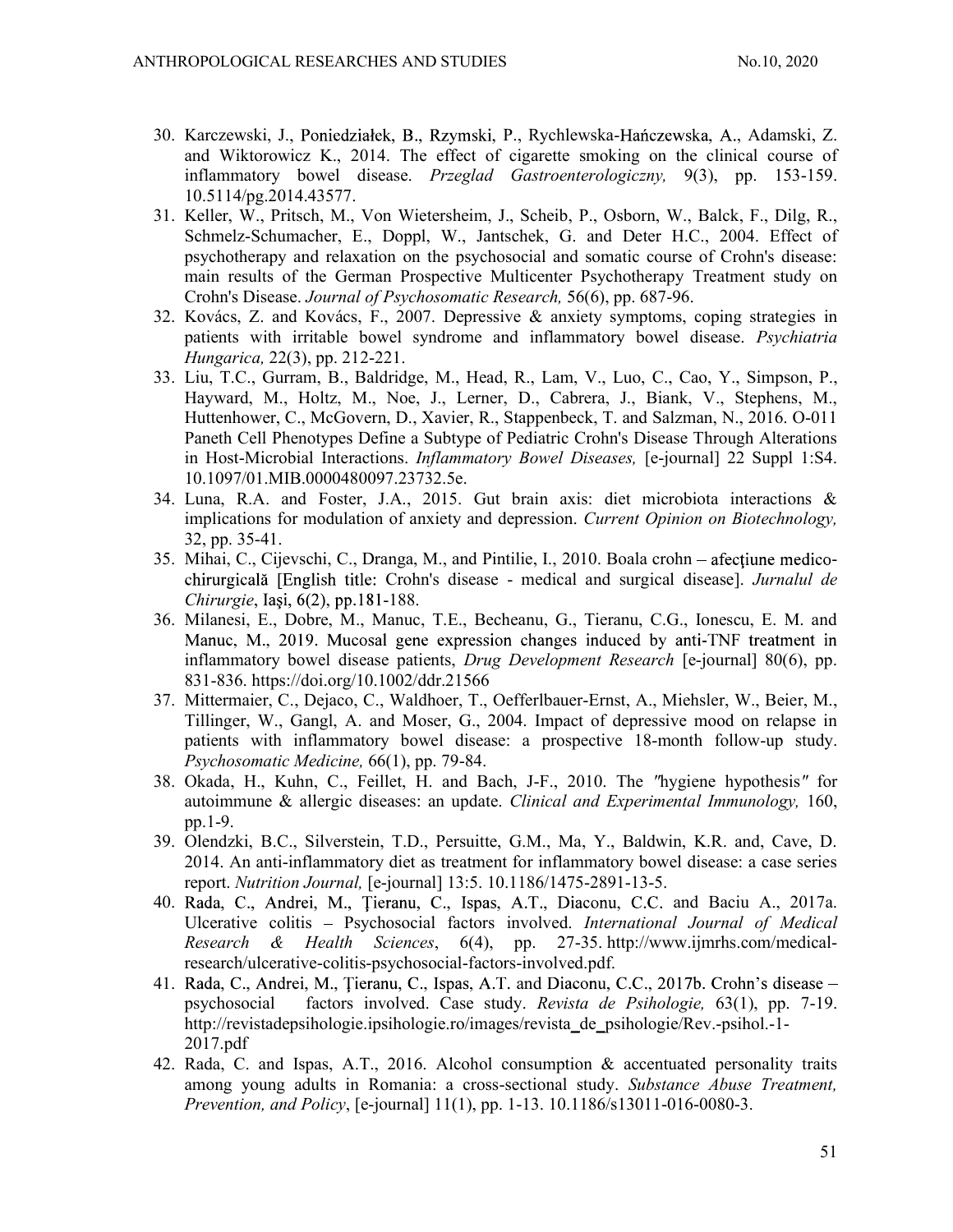30. Karczewski, J., Poniedziałek, B., Rzymski, P., Rychlewska-Hańczewska, A., Adamski, Z. and Wiktorowicz K., 2014. The effect of cigarette smoking on the clinical course of inflammatory bowel disease. *Przeglad Gastroenterologiczny,* 9(3), pp. 153-159. 10.5114/pg.2014.43577.
31. Keller, W., Pritsch, M., Von Wietersheim, J., Scheib, P., Osborn, W., Balck, F., Dilg, R., Schmelz-Schumacher, E., Doppl, W., Jantschek, G. and Deter H.C., 2004. Effect of psychotherapy and relaxation on the psychosocial and somatic course of Crohn's disease: main results of the German Prospective Multicenter Psychotherapy Treatment study on Crohn's Disease. *Journal of Psychosomatic Research,* 56(6), pp. 687-96.
32. Kovács, Z. and Kovács, F., 2007. Depressive & anxiety symptoms, coping strategies in patients with irritable bowel syndrome and inflammatory bowel disease. *Psychiatria Hungarica,* 22(3), pp. 212-221.
33. Liu, T.C., Gurram, B., Baldridge, M., Head, R., Lam, V., Luo, C., Cao, Y., Simpson, P., Hayward, M., Holtz, M., Noe, J., Lerner, D., Cabrera, J., Biank, V., Stephens, M., Huttenhower, C., McGovern, D., Xavier, R., Stappenbeck, T. and Salzman, N., 2016. O-011 Paneth Cell Phenotypes Define a Subtype of Pediatric Crohn's Disease Through Alterations in Host-Microbial Interactions. *Inflammatory Bowel Diseases,* [e-journal] 22 Suppl 1:S4. 10.1097/01.MIB.0000480097.23732.5e.
34. Luna, R.A. and Foster, J.A., 2015. Gut brain axis: diet microbiota interactions & implications for modulation of anxiety and depression. *Current Opinion on Biotechnology,* 32, pp. 35-41.
35. Mihai, C., Cijevschi, C., Dranga, M., and Pintilie, I., 2010. Boala crohn – afecţiune medico-chirurgicală [English title: Crohn's disease - medical and surgical disease]. *Jurnalul de Chirurgie*, Iaşi, 6(2), pp.181-188.
36. Milanesi, E., Dobre, M., Manuc, T.E., Becheanu, G., Tieranu, C.G., Ionescu, E. M. and Manuc, M., 2019. Mucosal gene expression changes induced by anti-TNF treatment in inflammatory bowel disease patients, *Drug Development Research* [e-journal] 80(6), pp. 831-836. https://doi.org/10.1002/ddr.21566
37. Mittermaier, C., Dejaco, C., Waldhoer, T., Oefferlbauer-Ernst, A., Miehsler, W., Beier, M., Tillinger, W., Gangl, A. and Moser, G., 2004. Impact of depressive mood on relapse in patients with inflammatory bowel disease: a prospective 18-month follow-up study. *Psychosomatic Medicine,* 66(1), pp. 79-84.
38. Okada, H., Kuhn, C., Feillet, H. and Bach, J-F., 2010. The "hygiene hypothesis" for autoimmune & allergic diseases: an update. *Clinical and Experimental Immunology,* 160, pp.1-9.
39. Olendzki, B.C., Silverstein, T.D., Persuitte, G.M., Ma, Y., Baldwin, K.R. and, Cave, D. 2014. An anti-inflammatory diet as treatment for inflammatory bowel disease: a case series report. *Nutrition Journal,* [e-journal] 13:5. 10.1186/1475-2891-13-5.
40. Rada, C., Andrei, M., Ţieranu, C., Ispas, A.T., Diaconu, C.C. and Baciu A., 2017a. Ulcerative colitis – Psychosocial factors involved. *International Journal of Medical Research & Health Sciences*, 6(4), pp. 27-35. http://www.ijmrhs.com/medical-research/ulcerative-colitis-psychosocial-factors-involved.pdf.
41. Rada, C., Andrei, M., Ţieranu, C., Ispas, A.T. and Diaconu, C.C., 2017b. Crohn's disease – psychosocial factors involved. Case study. *Revista de Psihologie,* 63(1), pp. 7-19. http://revistadepsihologie.ipsihologie.ro/images/revista_de_psihologie/Rev.-psihol.-1-2017.pdf
42. Rada, C. and Ispas, A.T., 2016. Alcohol consumption & accentuated personality traits among young adults in Romania: a cross-sectional study. *Substance Abuse Treatment, Prevention, and Policy*, [e-journal] 11(1), pp. 1-13. 10.1186/s13011-016-0080-3.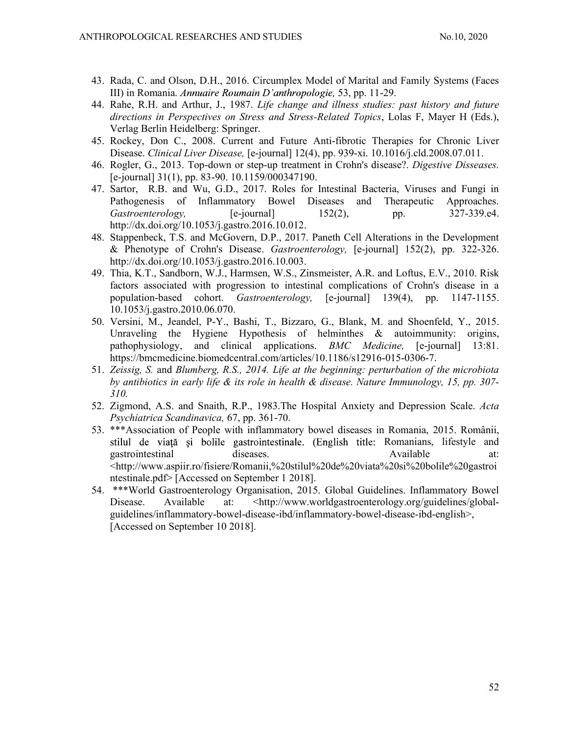43. Rada, C. and Olson, D.H., 2016. Circumplex Model of Marital and Family Systems (Faces III) in Romania. ***Annuaire Roumain D'anthropologie,*** 53, pp. 11-29.
44. Rahe, R.H. and Arthur, J., 1987. *Life change and illness studies: past history and future directions in Perspectives on Stress and Stress-Related Topics*, Lolas F, Mayer H (Eds.), Verlag Berlin Heidelberg: Springer.
45. Rockey, Don C., 2008. Current and Future Anti-fibrotic Therapies for Chronic Liver Disease. *Clinical Liver Disease,* [e-journal] 12(4), pp. 939-xi. 10.1016/j.cld.2008.07.011.
46. Rogler, G., 2013. Top-down or step-up treatment in Crohn's disease?. *Digestive Disseases.* [e-journal] 31(1), pp. 83-90. 10.1159/000347190.
47. Sartor, R.B. and Wu, G.D., 2017. Roles for Intestinal Bacteria, Viruses and Fungi in Pathogenesis of Inflammatory Bowel Diseases and Therapeutic Approaches. *Gastroenterology,* [e-journal] 152(2), pp. 327-339.e4. http://dx.doi.org/10.1053/j.gastro.2016.10.012.
48. Stappenbeck, T.S. and McGovern, D.P., 2017. Paneth Cell Alterations in the Development & Phenotype of Crohn's Disease. *Gastroenterology,* [e-journal] 152(2), pp. 322-326. http://dx.doi.org/10.1053/j.gastro.2016.10.003.
49. Thia, K.T., Sandborn, W.J., Harmsen, W.S., Zinsmeister, A.R. and Loftus, E.V., 2010. Risk factors associated with progression to intestinal complications of Crohn's disease in a population-based cohort. *Gastroenterology,* [e-journal] 139(4), pp. 1147-1155. 10.1053/j.gastro.2010.06.070.
50. Versini, M., Jeandel, P-Y., Bashi, T., Bizzaro, G., Blank, M. and Shoenfeld, Y., 2015. Unraveling the Hygiene Hypothesis of helminthes & autoimmunity: origins, pathophysiology, and clinical applications. *BMC Medicine,* [e-journal] 13:81. https://bmcmedicine.biomedcentral.com/articles/10.1186/s12916-015-0306-7.
51. *Zeissig, S.* and *Blumberg, R.S., 2014. Life at the beginning: perturbation of the microbiota by antibiotics in early life & its role in health & disease. Nature Immunology, 15, pp. 307-310.*
52. Zigmond, A.S. and Snaith, R.P., 1983.The Hospital Anxiety and Depression Scale. *Acta Psychiatrica Scandinavica,* 67, pp. 361-70.
53. ***Association of People with inflammatory bowel diseases in Romania, 2015. Românii, stilul de viaţă şi bolile gastrointestinale. (English title: Romanians, lifestyle and gastrointestinal diseases. Available at: <http://www.aspiir.ro/fisiere/Romanii,%20stilul%20de%20viata%20si%20bolile%20gastrointestinale.pdf> [Accessed on September 1 2018].
54. ***World Gastroenterology Organisation, 2015. Global Guidelines. Inflammatory Bowel Disease. Available at: <http://www.worldgastroenterology.org/guidelines/global-guidelines/inflammatory-bowel-disease-ibd/inflammatory-bowel-disease-ibd-english>, [Accessed on September 10 2018].